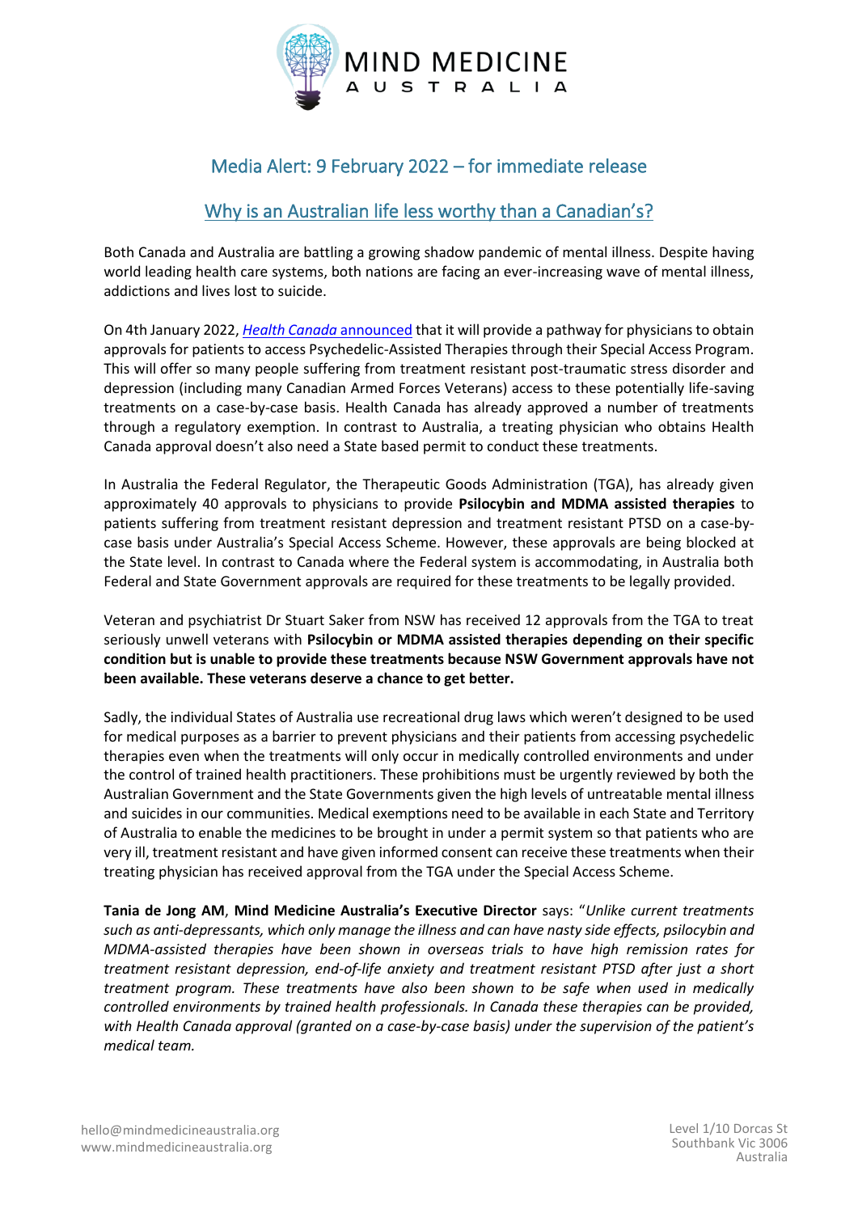MIND MEDICINE AUSTRALIA

## Media Alert: 9 February 2022 – for immediate release

## Why is an Australian life less worthy than a Canadian's?

Both Canada and Australia are battling a growing shadow pandemic of mental illness. Despite having world leading health care systems, both nations are facing an ever-increasing wave of mental illness, addictions and lives lost to suicide.

On 4th January 2022, *Health Canada* announced that it will provide a pathway for physicians to obtain approvals for patients to access Psychedelic-Assisted Therapies through their Special Access Program. This will offer so many people suffering from treatment resistant post-traumatic stress disorder and depression (including many Canadian Armed Forces Veterans) access to these potentially life-saving treatments on a case-by-case basis. Health Canada has already approved a number of treatments through a regulatory exemption. In contrast to Australia, a treating physician who obtains Health Canada approval doesn't also need a State based permit to conduct these treatments.

In Australia the Federal Regulator, the Therapeutic Goods Administration (TGA), has already given approximately 40 approvals to physicians to provide **Psilocybin and MDMA assisted therapies** to patients suffering from treatment resistant depression and treatment resistant PTSD on a case-by-case basis under Australia's Special Access Scheme. However, these approvals are being blocked at the State level. In contrast to Canada where the Federal system is accommodating, in Australia both Federal and State Government approvals are required for these treatments to be legally provided.

Veteran and psychiatrist Dr Stuart Saker from NSW has received 12 approvals from the TGA to treat seriously unwell veterans with **Psilocybin or MDMA assisted therapies depending on their specific condition but is unable to provide these treatments because NSW Government approvals have not been available. These veterans deserve a chance to get better.**

Sadly, the individual States of Australia use recreational drug laws which weren't designed to be used for medical purposes as a barrier to prevent physicians and their patients from accessing psychedelic therapies even when the treatments will only occur in medically controlled environments and under the control of trained health practitioners. These prohibitions must be urgently reviewed by both the Australian Government and the State Governments given the high levels of untreatable mental illness and suicides in our communities. Medical exemptions need to be available in each State and Territory of Australia to enable the medicines to be brought in under a permit system so that patients who are very ill, treatment resistant and have given informed consent can receive these treatments when their treating physician has received approval from the TGA under the Special Access Scheme.

**Tania de Jong AM**, **Mind Medicine Australia's Executive Director** says: "*Unlike current treatments such as anti-depressants, which only manage the illness and can have nasty side effects, psilocybin and MDMA-assisted therapies have been shown in overseas trials to have high remission rates for treatment resistant depression, end-of-life anxiety and treatment resistant PTSD after just a short treatment program. These treatments have also been shown to be safe when used in medically controlled environments by trained health professionals. In Canada these therapies can be provided, with Health Canada approval (granted on a case-by-case basis) under the supervision of the patient's medical team.*

hello@mindmedicineaustralia.org
www.mindmedicineaustralia.org

Level 1/10 Dorcas St
Southbank Vic 3006
Australia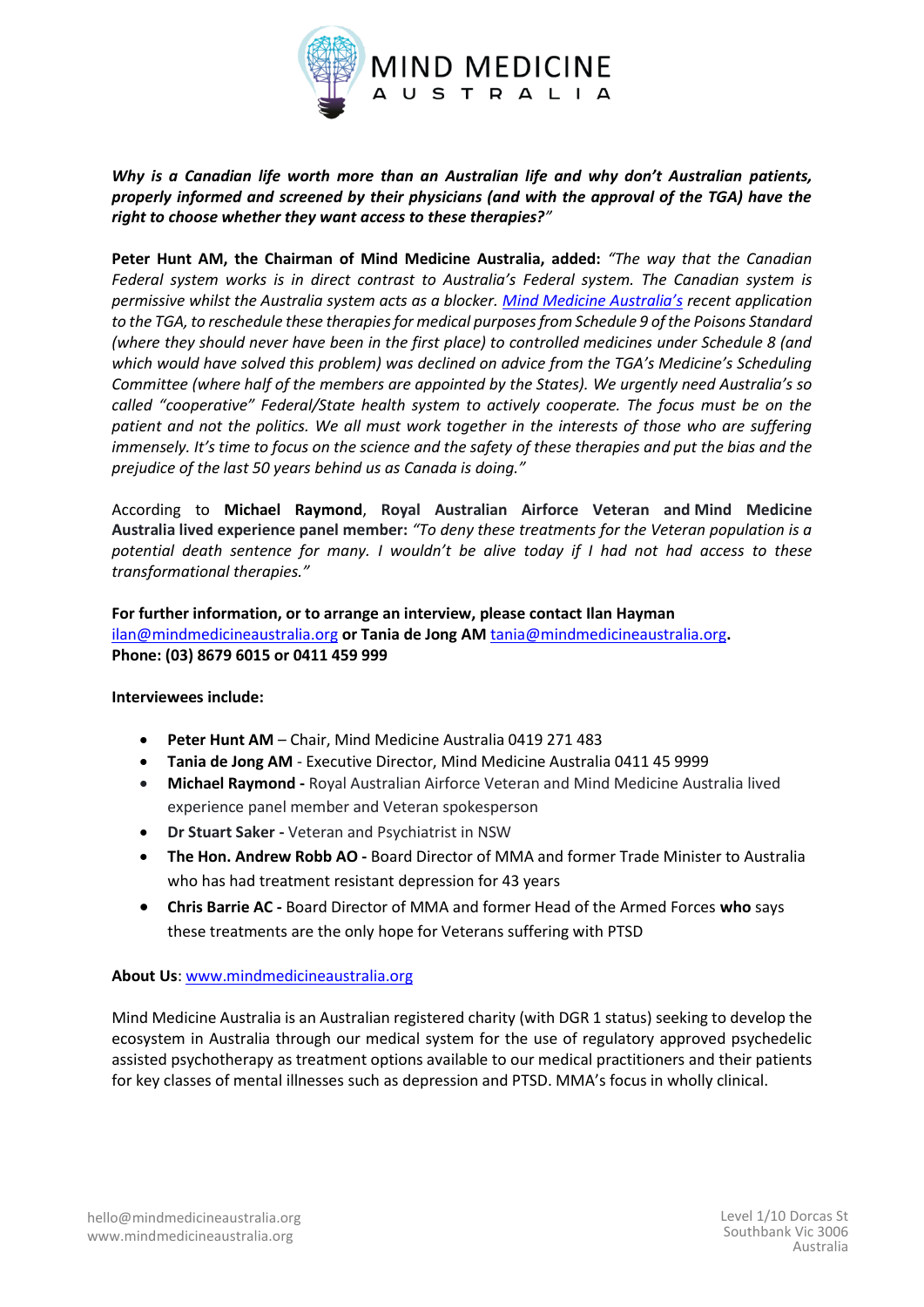***Why is a Canadian life worth more than an Australian life and why don't Australian patients, properly informed and screened by their physicians (and with the approval of the TGA) have the right to choose whether they want access to these therapies?"***

**Peter Hunt AM, the Chairman of Mind Medicine Australia, added:** *"The way that the Canadian Federal system works is in direct contrast to Australia's Federal system. The Canadian system is permissive whilst the Australia system acts as a blocker. [Mind Medicine Australia's](https://www.mindmedicineaustralia.org) recent application to the TGA, to reschedule these therapies for medical purposes from Schedule 9 of the Poisons Standard (where they should never have been in the first place) to controlled medicines under Schedule 8 (and which would have solved this problem) was declined on advice from the TGA's Medicine's Scheduling Committee (where half of the members are appointed by the States). We urgently need Australia's so called "cooperative" Federal/State health system to actively cooperate. The focus must be on the patient and not the politics. We all must work together in the interests of those who are suffering immensely. It's time to focus on the science and the safety of these therapies and put the bias and the prejudice of the last 50 years behind us as Canada is doing."*

According to **Michael Raymond**, **Royal Australian Airforce Veteran and Mind Medicine Australia lived experience panel member:** *"To deny these treatments for the Veteran population is a potential death sentence for many. I wouldn't be alive today if I had not had access to these transformational therapies."*

**For further information, or to arrange an interview, please contact Ilan Hayman** ilan@mindmedicineaustralia.org **or Tania de Jong AM** tania@mindmedicineaustralia.org**.**
**Phone: (03) 8679 6015 or 0411 459 999**

**Interviewees include:**

- **Peter Hunt AM** – Chair, Mind Medicine Australia 0419 271 483
- **Tania de Jong AM** - Executive Director, Mind Medicine Australia 0411 45 9999
- **Michael Raymond -** Royal Australian Airforce Veteran and Mind Medicine Australia lived experience panel member and Veteran spokesperson
- **Dr Stuart Saker -** Veteran and Psychiatrist in NSW
- **The Hon. Andrew Robb AO -** Board Director of MMA and former Trade Minister to Australia who has had treatment resistant depression for 43 years
- **Chris Barrie AC -** Board Director of MMA and former Head of the Armed Forces **who** says these treatments are the only hope for Veterans suffering with PTSD

**About Us**: [www.mindmedicineaustralia.org](https://www.mindmedicineaustralia.org)

Mind Medicine Australia is an Australian registered charity (with DGR 1 status) seeking to develop the ecosystem in Australia through our medical system for the use of regulatory approved psychedelic assisted psychotherapy as treatment options available to our medical practitioners and their patients for key classes of mental illnesses such as depression and PTSD. MMA's focus in wholly clinical.

hello@mindmedicineaustralia.org
www.mindmedicineaustralia.org

Level 1/10 Dorcas St
Southbank Vic 3006
Australia